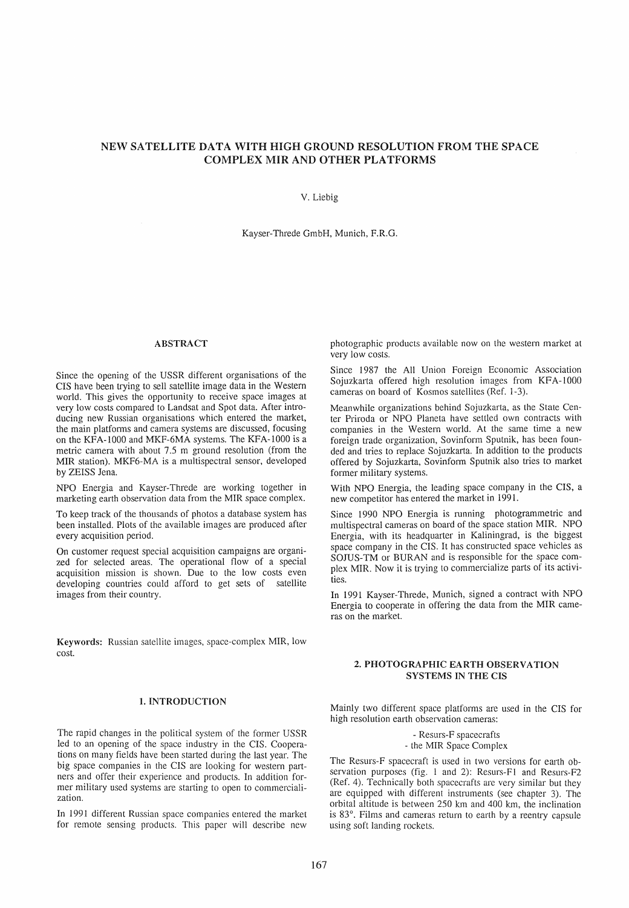# NEW SATELLITE DATA WITH HIGH GROUND RESOLUTION FROM THE SPACE COMPLEX MIR AND OTHER PLATFORMS

V. Liebig

Kayser-Threde GmbH, Munich, F.R.G.

## ABSTRACT

Since the opening of the USSR different organisations of the CIS have been trying to sell satellite image data in the Western world. This gives the opportunity to receive space images at very low costs compared to Landsat and Spot data. After introducing new Russian organisations which entered the market, the main platforms and camera systems are discussed, focusing on the KFA-1000 and MKF-6MA systems. The KFA-1000 is a metric camera with about 7.5 m ground resolution (from the MIR station). MKF6-MA is a multispectral sensor, developed by ZEISS Jena.

NPO Energia and Kayser-Threde are working together in marketing earth observation data from the MIR space complex.

To keep track of the thousands of photos a database system has been installed. Plots of the available images are produced after every acquisition period.

On customer request special acquisition campaigns are organized for selected areas. The operational flow of a special acquisition mission is shown. Due to the low costs even developing countries could afford to get sets of satellite images from their country.

**Keywords:** Russian satellite images, space-complex MIR, low cost.

## 1. INTRODUCTION

The rapid changes in the political system of the former USSR led to an opening of the space industry in the CIS. Cooperations on many fields have been started during the last year. The big space companies in the CIS are looking for western partners and offer their experience and products. In addition former military used systems are starting to open to commercialization.

In 1991 different Russian space companies entered the market for remote sensing products. This paper will describe new photographic products available now on the western market at very low costs.

Since 1987 the All Union Foreign Economic Association Sojuzkarta offered high resolution images from KFA-1000 cameras on board of Kosmos satellites (Ref. 1-3).

Meanwhile organizations behind Sojuzkarta, as the State Center Priroda or NPO Planeta have settled own contracts with companies in the Western world. At the same time a new foreign trade organization, Sovinform Sputnik, has been founded and tries to replace Sojuzkarta. In addition to the products offered by Sojuzkarta, Sovinform Sputnik also tries to market former military systems.

With NPO Energia, the leading space company in the CIS, a new competitor has entered the market in 1991.

Since 1990 NPO Energia is running photogrammetric and multispectral cameras on board of the space station MIR. NPO Energia, with its headquarter in Kaliningrad, is the biggest space company in the CIS. It has constructed space vehicles as SOJUS-TM or BURAN and is responsible for the space complex MIR. Now it is trying to commercialize parts of its activities.

In 1991 Kayser-Threde, Munich, signed a contract with NPO Energia to cooperate in offering the data from the MIR cameras on the market.

## 2. PHOTOGRAPHIC EARTH OBSERVATION SYSTEMS IN THE CIS

Mainly two different space platforms are used in the CIS for high resolution earth observation cameras:

- Resurs-F spacecrafts
- the MIR Space Complex

The Resurs-F spacecraft is used in two versions for earth observation purposes (fig. 1 and 2): Resurs-F1 and Resurs-F2 (Ref. 4). Technically both spacecrafts are very similar but they are equipped with different instruments (see chapter 3). The orbital altitude is between 250 km and 400 km, the inclination is 83°. Films and cameras return to earth by a reentry capsule using soft landing rockets.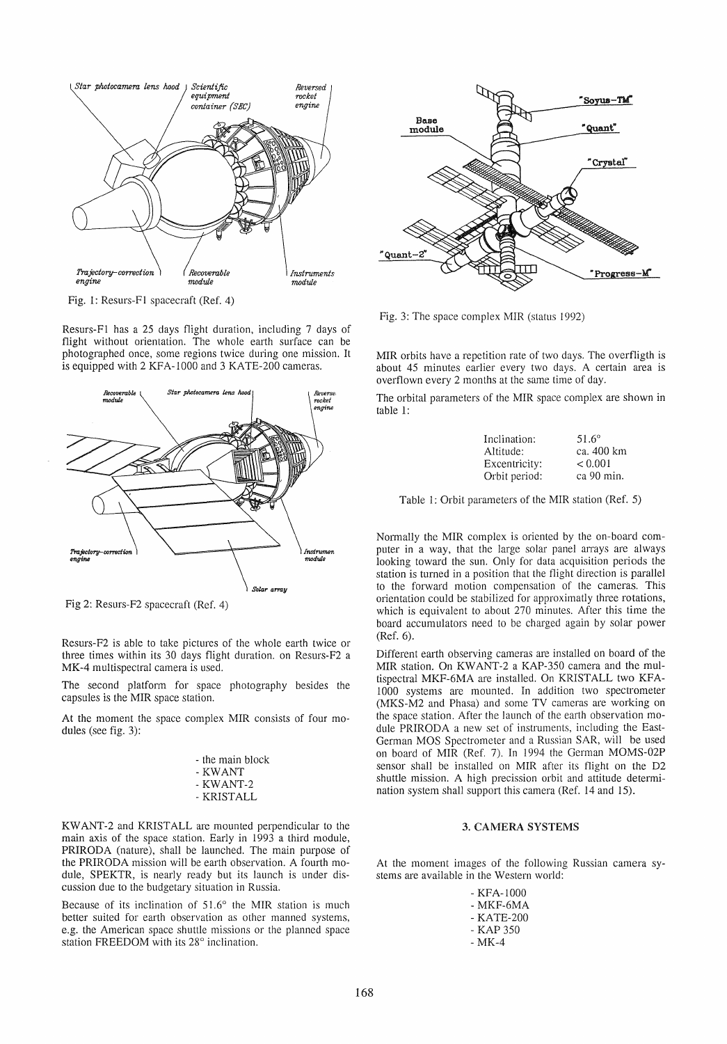Fig. 1: Resurs-F1 spacecraft (Ref. 4)

Resurs-F1 has a 25 days flight duration, including 7 days of flight without orientation. The whole earth surface can be photographed once, some regions twice during one mission. It is equipped with 2 KFA-1000 and 3 KATE-200 cameras.

Fig 2: Resurs-F2 spacecraft (Ref. 4)

Resurs-F2 is able to take pictures of the whole earth twice or three times within its 30 days flight duration. on Resurs-F2 a MK-4 multispectral camera is used.

The second platform for space photography besides the capsules is the MIR space station.

At the moment the space complex MIR consists of four modules (see fig. 3):

- the main block
- KWANT
- KWANT-2
- KRISTALL

KWANT-2 and KRISTALL are mounted perpendicular to the main axis of the space station. Early in 1993 a third module, PRIRODA (nature), shall be launched. The main purpose of the PRIRODA mission will be earth observation. A fourth module, SPEKTR, is nearly ready but its launch is under discussion due to the budgetary situation in Russia.

Because of its inclination of 51.6° the MIR station is much better suited for earth observation as other manned systems, e.g. the American space shuttle missions or the planned space station FREEDOM with its 28° inclination.

Fig. 3: The space complex MIR (status 1992)

MIR orbits have a repetition rate of two days. The overfligth is about 45 minutes earlier every two days. A certain area is overflown every 2 months at the same time of day.

The orbital parameters of the MIR space complex are shown in table 1:

| | |
|---|---|
| Inclination: | 51.6° |
| Altitude: | ca. 400 km |
| Excentricity: | < 0.001 |
| Orbit period: | ca 90 min. |

Table 1: Orbit parameters of the MIR station (Ref. 5)

Normally the MIR complex is oriented by the on-board computer in a way, that the large solar panel arrays are always looking toward the sun. Only for data acquisition periods the station is turned in a position that the flight direction is parallel to the forward motion compensation of the cameras. This orientation could be stabilized for approximatly three rotations, which is equivalent to about 270 minutes. After this time the board accumulators need to be charged again by solar power (Ref. 6).

Different earth observing cameras are installed on board of the MIR station. On KWANT-2 a KAP-350 camera and the multispectral MKF-6MA are installed. On KRISTALL two KFA-1000 systems are mounted. In addition two spectrometer (MKS-M2 and Phasa) and some TV cameras are working on the space station. After the launch of the earth observation module PRIRODA a new set of instruments, including the East-German MOS Spectrometer and a Russian SAR, will be used on board of MIR (Ref. 7). In 1994 the German MOMS-02P sensor shall be installed on MIR after its flight on the D2 shuttle mission. A high precission orbit and attitude determination system shall support this camera (Ref. 14 and 15).

## 3. CAMERA SYSTEMS

At the moment images of the following Russian camera systems are available in the Western world:

- KFA-1000
- MKF-6MA
- KATE-200
- KAP 350
- MK-4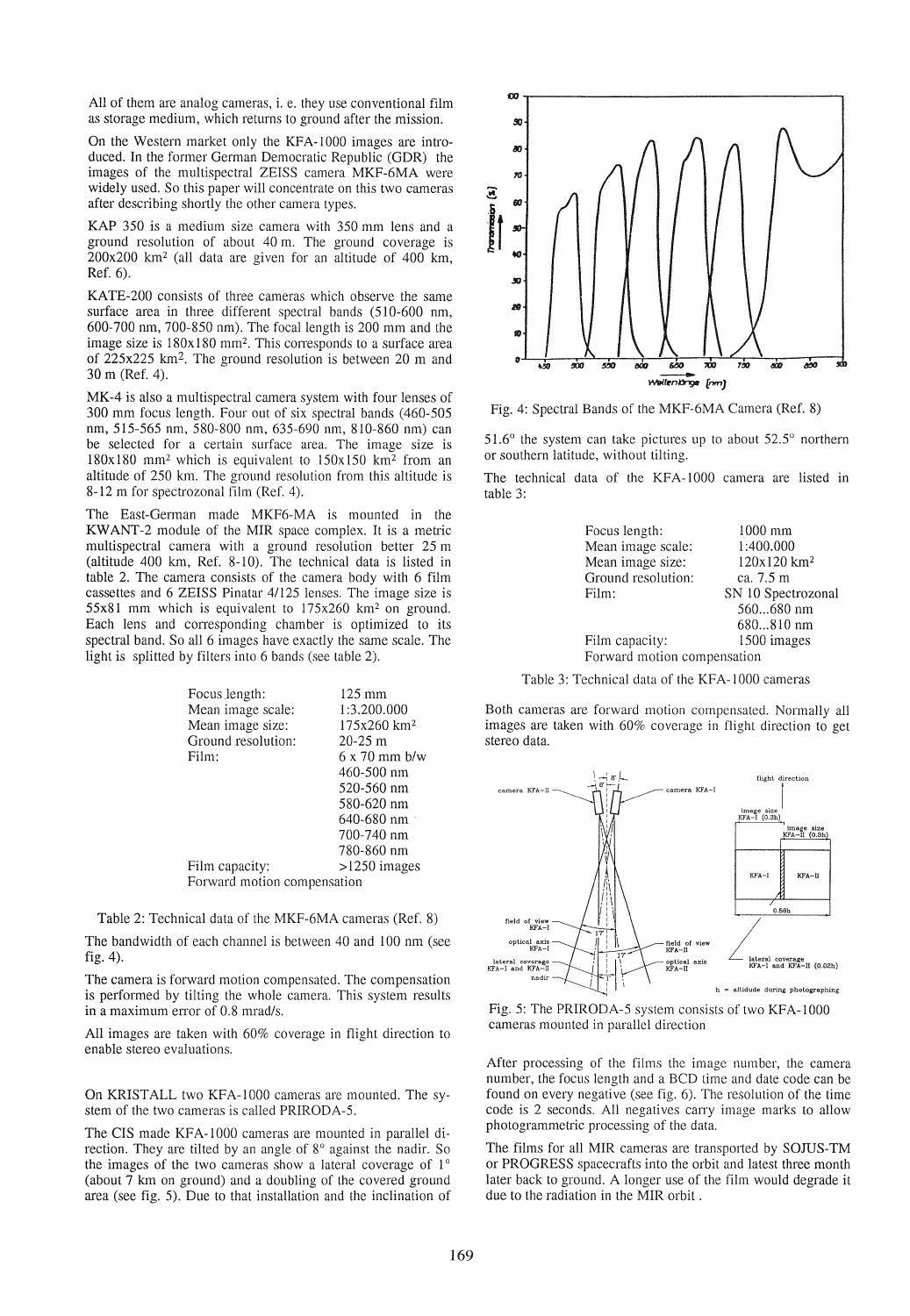All of them are analog cameras, i. e. they use conventional film as storage medium, which returns to ground after the mission.

On the Western market only the KFA-1000 images are introduced. In the former German Democratic Republic (GDR) the images of the multispectral ZEISS camera MKF-6MA were widely used. So this paper will concentrate on this two cameras after describing shortly the other camera types.

KAP 350 is a medium size camera with 350 mm lens and a ground resolution of about 40 m. The ground coverage is 200x200 km² (all data are given for an altitude of 400 km, Ref. 6).

KATE-200 consists of three cameras which observe the same surface area in three different spectral bands (510-600 nm, 600-700 nm, 700-850 nm). The focal length is 200 mm and the image size is 180x180 mm². This corresponds to a surface area of 225x225 km². The ground resolution is between 20 m and 30 m (Ref. 4).

MK-4 is also a multispectral camera system with four lenses of 300 mm focus length. Four out of six spectral bands (460-505 nm, 515-565 nm, 580-800 nm, 635-690 nm, 810-860 nm) can be selected for a certain surface area. The image size is 180x180 mm² which is equivalent to 150x150 km² from an altitude of 250 km. The ground resolution from this altitude is 8-12 m for spectrozonal film (Ref. 4).

The East-German made MKF6-MA is mounted in the KWANT-2 module of the MIR space complex. It is a metric multispectral camera with a ground resolution better 25 m (altitude 400 km, Ref. 8-10). The technical data is listed in table 2. The camera consists of the camera body with 6 film cassettes and 6 ZEISS Pinatar 4/125 lenses. The image size is 55x81 mm which is equivalent to 175x260 km² on ground. Each lens and corresponding chamber is optimized to its spectral band. So all 6 images have exactly the same scale. The light is splitted by filters into 6 bands (see table 2).

| | |
|---|---|
| Focus length: | 125 mm |
| Mean image scale: | 1:3.200.000 |
| Mean image size: | 175x260 km² |
| Ground resolution: | 20-25 m |
| Film: | 6 x 70 mm b/w |
| | 460-500 nm |
| | 520-560 nm |
| | 580-620 nm |
| | 640-680 nm |
| | 700-740 nm |
| | 780-860 nm |
| Film capacity: | >1250 images |
| Forward motion compensation | |

Table 2: Technical data of the MKF-6MA cameras (Ref. 8)

The bandwidth of each channel is between 40 and 100 nm (see fig. 4).

The camera is forward motion compensated. The compensation is performed by tilting the whole camera. This system results in a maximum error of 0.8 mrad/s.

All images are taken with 60% coverage in flight direction to enable stereo evaluations.

On KRISTALL two KFA-1000 cameras are mounted. The system of the two cameras is called PRIRODA-5.

The CIS made KFA-1000 cameras are mounted in parallel direction. They are tilted by an angle of 8° against the nadir. So the images of the two cameras show a lateral coverage of 1° (about 7 km on ground) and a doubling of the covered ground area (see fig. 5). Due to that installation and the inclination of

Fig. 4: Spectral Bands of the MKF-6MA Camera (Ref. 8)

51.6° the system can take pictures up to about 52.5° northern or southern latitude, without tilting.

The technical data of the KFA-1000 camera are listed in table 3:

| | |
|---|---|
| Focus length: | 1000 mm |
| Mean image scale: | 1:400.000 |
| Mean image size: | 120x120 km² |
| Ground resolution: | ca. 7.5 m |
| Film: | SN 10 Spectrozonal |
| | 560...680 nm |
| | 680...810 nm |
| Film capacity: | 1500 images |
| Forward motion compensation | |

Table 3: Technical data of the KFA-1000 cameras

Both cameras are forward motion compensated. Normally all images are taken with 60% coverage in flight direction to get stereo data.

Fig. 5: The PRIRODA-5 system consists of two KFA-1000 cameras mounted in parallel direction

After processing of the films the image number, the camera number, the focus length and a BCD time and date code can be found on every negative (see fig. 6). The resolution of the time code is 2 seconds. All negatives carry image marks to allow photogrammetric processing of the data.

The films for all MIR cameras are transported by SOJUS-TM or PROGRESS spacecrafts into the orbit and latest three month later back to ground. A longer use of the film would degrade it due to the radiation in the MIR orbit.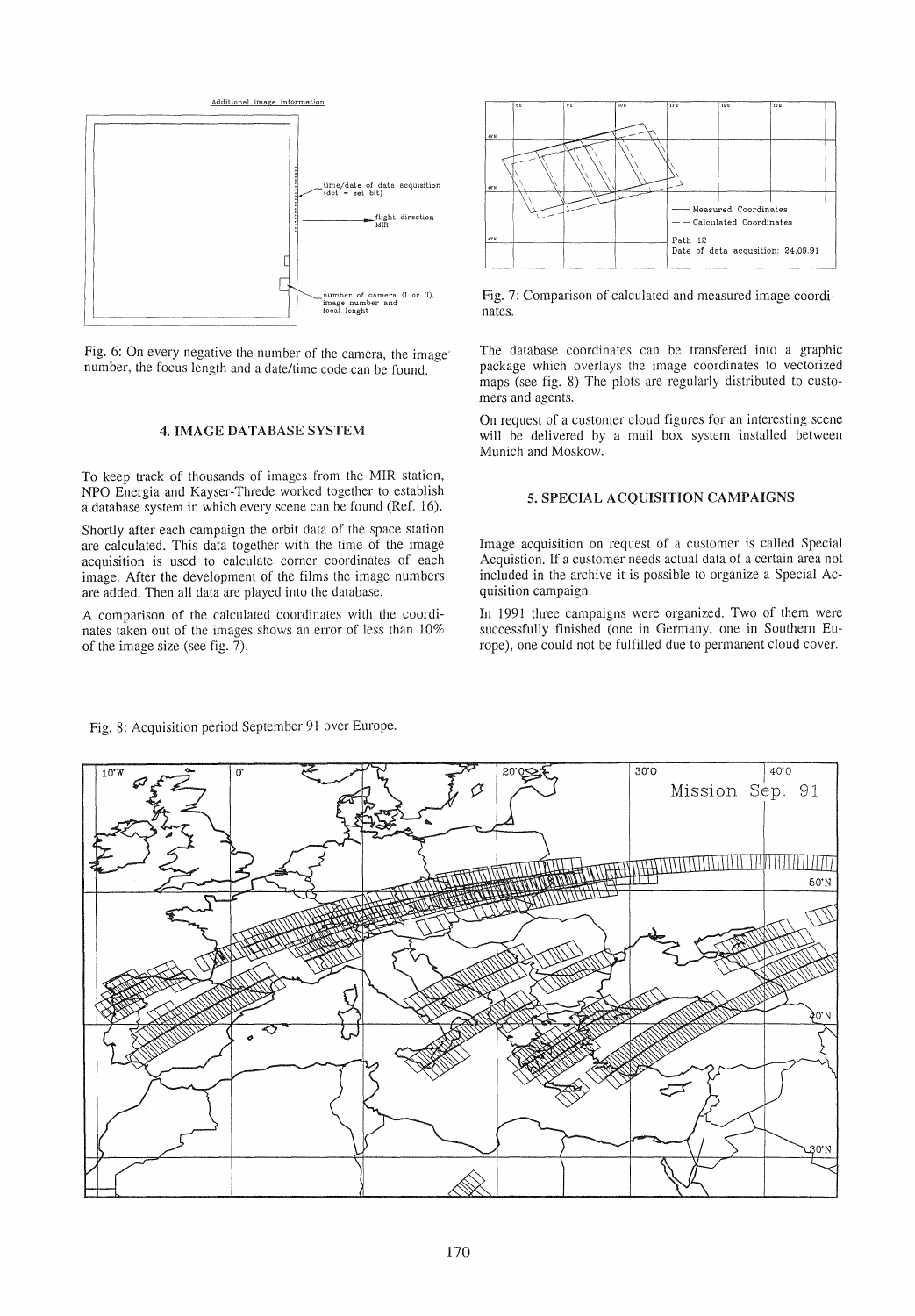Fig. 6: On every negative the number of the camera, the image number, the focus length and a date/time code can be found.

## 4. IMAGE DATABASE SYSTEM

To keep track of thousands of images from the MIR station, NPO Energia and Kayser-Threde worked together to establish a database system in which every scene can be found (Ref. 16).

Shortly after each campaign the orbit data of the space station are calculated. This data together with the time of the image acquisition is used to calculate corner coordinates of each image. After the development of the films the image numbers are added. Then all data are played into the database.

A comparison of the calculated coordinates with the coordinates taken out of the images shows an error of less than 10% of the image size (see fig. 7).

Fig. 7: Comparison of calculated and measured image coordinates.

The database coordinates can be transfered into a graphic package which overlays the image coordinates to vectorized maps (see fig. 8) The plots are regularly distributed to customers and agents.

On request of a customer cloud figures for an interesting scene will be delivered by a mail box system installed between Munich and Moskow.

## 5. SPECIAL ACQUISITION CAMPAIGNS

Image acquisition on request of a customer is called Special Acquistion. If a customer needs actual data of a certain area not included in the archive it is possible to organize a Special Acquisition campaign.

In 1991 three campaigns were organized. Two of them were successfully finished (one in Germany, one in Southern Europe), one could not be fulfilled due to permanent cloud cover.

Fig. 8: Acquisition period September 91 over Europe.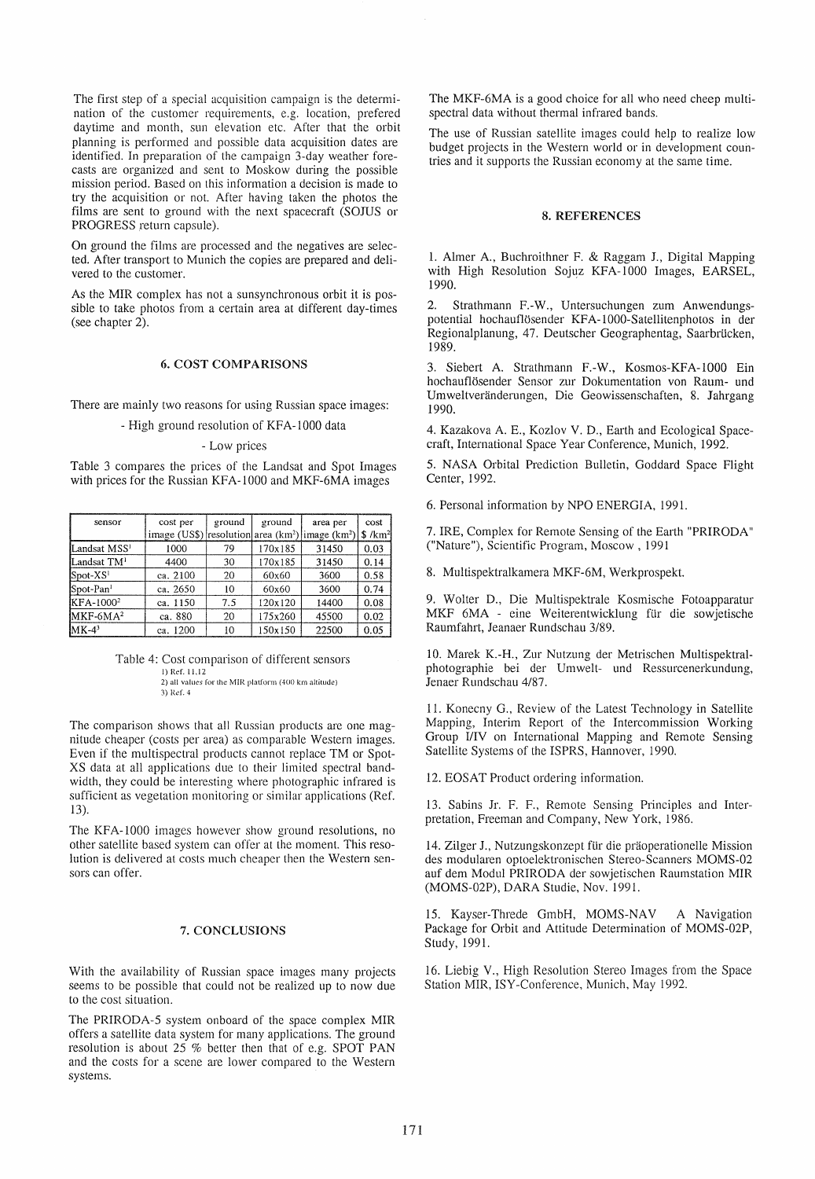The first step of a special acquisition campaign is the determination of the customer requirements, e.g. location, prefered daytime and month, sun elevation etc. After that the orbit planning is performed and possible data acquisition dates are identified. In preparation of the campaign 3-day weather forecasts are organized and sent to Moskow during the possible mission period. Based on this information a decision is made to try the acquisition or not. After having taken the photos the films are sent to ground with the next spacecraft (SOJUS or PROGRESS return capsule).

On ground the films are processed and the negatives are selected. After transport to Munich the copies are prepared and delivered to the customer.

As the MIR complex has not a sunsynchronous orbit it is possible to take photos from a certain area at different day-times (see chapter 2).

## 6. COST COMPARISONS

There are mainly two reasons for using Russian space images:

- High ground resolution of KFA-1000 data

- Low prices

Table 3 compares the prices of the Landsat and Spot Images with prices for the Russian KFA-1000 and MKF-6MA images

| sensor | cost per image (US$) | ground resolution | ground area (km²) | area per image (km²) | cost $ /km² |
|---|---|---|---|---|---|
| Landsat MSS[1] | 1000 | 79 | 170x185 | 31450 | 0.03 |
| Landsat TM[1] | 4400 | 30 | 170x185 | 31450 | 0.14 |
| Spot-XS[1] | ca. 2100 | 20 | 60x60 | 3600 | 0.58 |
| Spot-Pan[1] | ca. 2650 | 10 | 60x60 | 3600 | 0.74 |
| KFA-1000[2] | ca. 1150 | 7.5 | 120x120 | 14400 | 0.08 |
| MKF-6MA[2] | ca. 880 | 20 | 175x260 | 45500 | 0.02 |
| MK-4[3] | ca. 1200 | 10 | 150x150 | 22500 | 0.05 |

Table 4: Cost comparison of different sensors

1) Ref. 11,12

2) all values for the MIR platform (400 km altitude)

3) Ref. 4

The comparison shows that all Russian products are one magnitude cheaper (costs per area) as comparable Western images. Even if the multispectral products cannot replace TM or Spot-XS data at all applications due to their limited spectral bandwidth, they could be interesting where photographic infrared is sufficient as vegetation monitoring or similar applications (Ref. 13).

The KFA-1000 images however show ground resolutions, no other satellite based system can offer at the moment. This resolution is delivered at costs much cheaper then the Western sensors can offer.

## 7. CONCLUSIONS

With the availability of Russian space images many projects seems to be possible that could not be realized up to now due to the cost situation.

The PRIRODA-5 system onboard of the space complex MIR offers a satellite data system for many applications. The ground resolution is about 25 % better then that of e.g. SPOT PAN and the costs for a scene are lower compared to the Western systems.

The MKF-6MA is a good choice for all who need cheep multispectral data without thermal infrared bands.

The use of Russian satellite images could help to realize low budget projects in the Western world or in development countries and it supports the Russian economy at the same time.

## 8. REFERENCES

1. Almer A., Buchroithner F. & Raggam J., Digital Mapping with High Resolution Sojuz KFA-1000 Images, EARSEL, 1990.

2. Strathmann F.-W., Untersuchungen zum Anwendungspotential hochauflösender KFA-1000-Satellitenphotos in der Regionalplanung, 47. Deutscher Geographentag, Saarbrücken, 1989.

3. Siebert A. Strathmann F.-W., Kosmos-KFA-1000 Ein hochauflösender Sensor zur Dokumentation von Raum- und Umweltveränderungen, Die Geowissenschaften, 8. Jahrgang 1990.

4. Kazakova A. E., Kozlov V. D., Earth and Ecological Spacecraft, International Space Year Conference, Munich, 1992.

5. NASA Orbital Prediction Bulletin, Goddard Space Flight Center, 1992.

6. Personal information by NPO ENERGIA, 1991.

7. IRE, Complex for Remote Sensing of the Earth "PRIRODA" ("Nature"), Scientific Program, Moscow , 1991

8. Multispektralkamera MKF-6M, Werkprospekt.

9. Wolter D., Die Multispektrale Kosmische Fotoapparatur MKF 6MA - eine Weiterentwicklung für die sowjetische Raumfahrt, Jeanaer Rundschau 3/89.

10. Marek K.-H., Zur Nutzung der Metrischen Multispektralphotographie bei der Umwelt- und Ressurcenerkundung, Jenaer Rundschau 4/87.

11. Konecny G., Review of the Latest Technology in Satellite Mapping, Interim Report of the Intercommission Working Group I/IV on International Mapping and Remote Sensing Satellite Systems of the ISPRS, Hannover, 1990.

12. EOSAT Product ordering information.

13. Sabins Jr. F. F., Remote Sensing Principles and Interpretation, Freeman and Company, New York, 1986.

14. Zilger J., Nutzungskonzept für die präoperationelle Mission des modularen optoelektronischen Stereo-Scanners MOMS-02 auf dem Modul PRIRODA der sowjetischen Raumstation MIR (MOMS-02P), DARA Studie, Nov. 1991.

15. Kayser-Threde GmbH, MOMS-NAV A Navigation Package for Orbit and Attitude Determination of MOMS-02P, Study, 1991.

16. Liebig V., High Resolution Stereo Images from the Space Station MIR, ISY-Conference, Munich, May 1992.